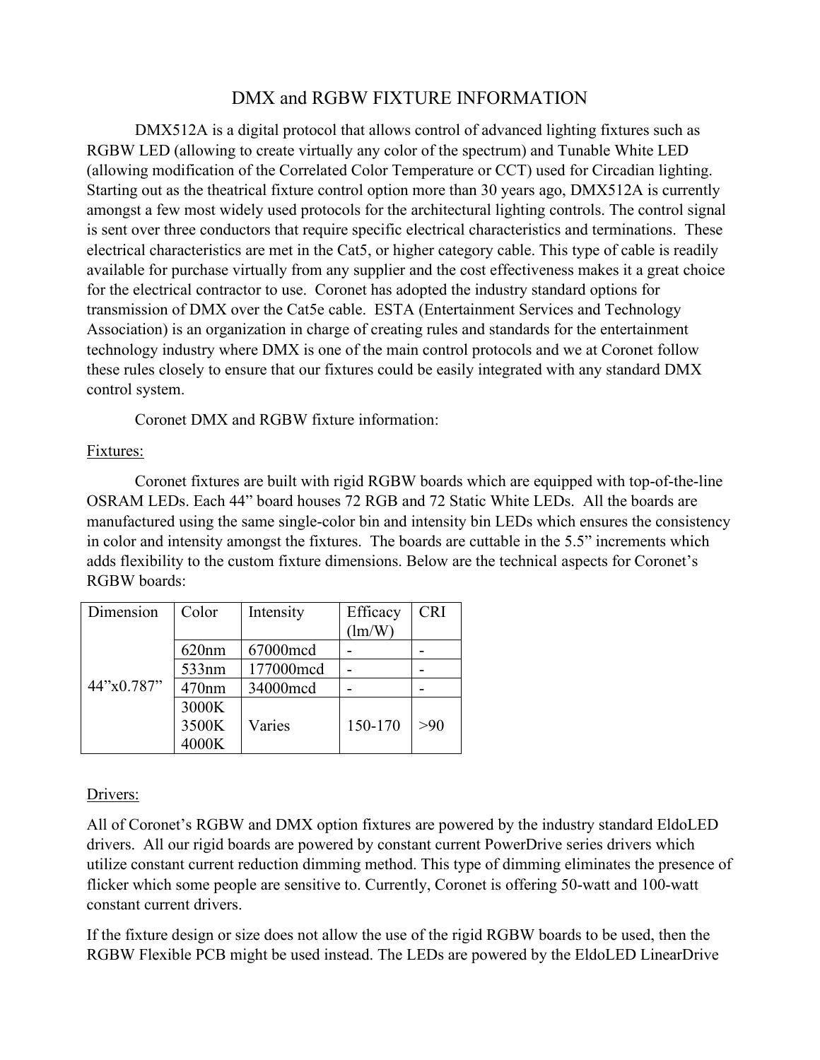# DMX and RGBW FIXTURE INFORMATION

DMX512A is a digital protocol that allows control of advanced lighting fixtures such as RGBW LED (allowing to create virtually any color of the spectrum) and Tunable White LED (allowing modification of the Correlated Color Temperature or CCT) used for Circadian lighting. Starting out as the theatrical fixture control option more than 30 years ago, DMX512A is currently amongst a few most widely used protocols for the architectural lighting controls. The control signal is sent over three conductors that require specific electrical characteristics and terminations. These electrical characteristics are met in the Cat5, or higher category cable. This type of cable is readily available for purchase virtually from any supplier and the cost effectiveness makes it a great choice for the electrical contractor to use. Coronet has adopted the industry standard options for transmission of DMX over the Cat5e cable. ESTA (Entertainment Services and Technology Association) is an organization in charge of creating rules and standards for the entertainment technology industry where DMX is one of the main control protocols and we at Coronet follow these rules closely to ensure that our fixtures could be easily integrated with any standard DMX control system.

Coronet DMX and RGBW fixture information:

<u>Fixtures:</u>

Coronet fixtures are built with rigid RGBW boards which are equipped with top-of-the-line OSRAM LEDs. Each 44" board houses 72 RGB and 72 Static White LEDs. All the boards are manufactured using the same single-color bin and intensity bin LEDs which ensures the consistency in color and intensity amongst the fixtures. The boards are cuttable in the 5.5" increments which adds flexibility to the custom fixture dimensions. Below are the technical aspects for Coronet's RGBW boards:

| Dimension | Color | Intensity | Efficacy (lm/W) | CRI |
|---|---|---|---|---|
| 44"x0.787" | 620nm | 67000mcd | - | - |
| | 533nm | 177000mcd | - | - |
| | 470nm | 34000mcd | - | - |
| | 3000K<br>3500K<br>4000K | Varies | 150-170 | >90 |

<u>Drivers:</u>

All of Coronet's RGBW and DMX option fixtures are powered by the industry standard EldoLED drivers. All our rigid boards are powered by constant current PowerDrive series drivers which utilize constant current reduction dimming method. This type of dimming eliminates the presence of flicker which some people are sensitive to. Currently, Coronet is offering 50-watt and 100-watt constant current drivers.

If the fixture design or size does not allow the use of the rigid RGBW boards to be used, then the RGBW Flexible PCB might be used instead. The LEDs are powered by the EldoLED LinearDrive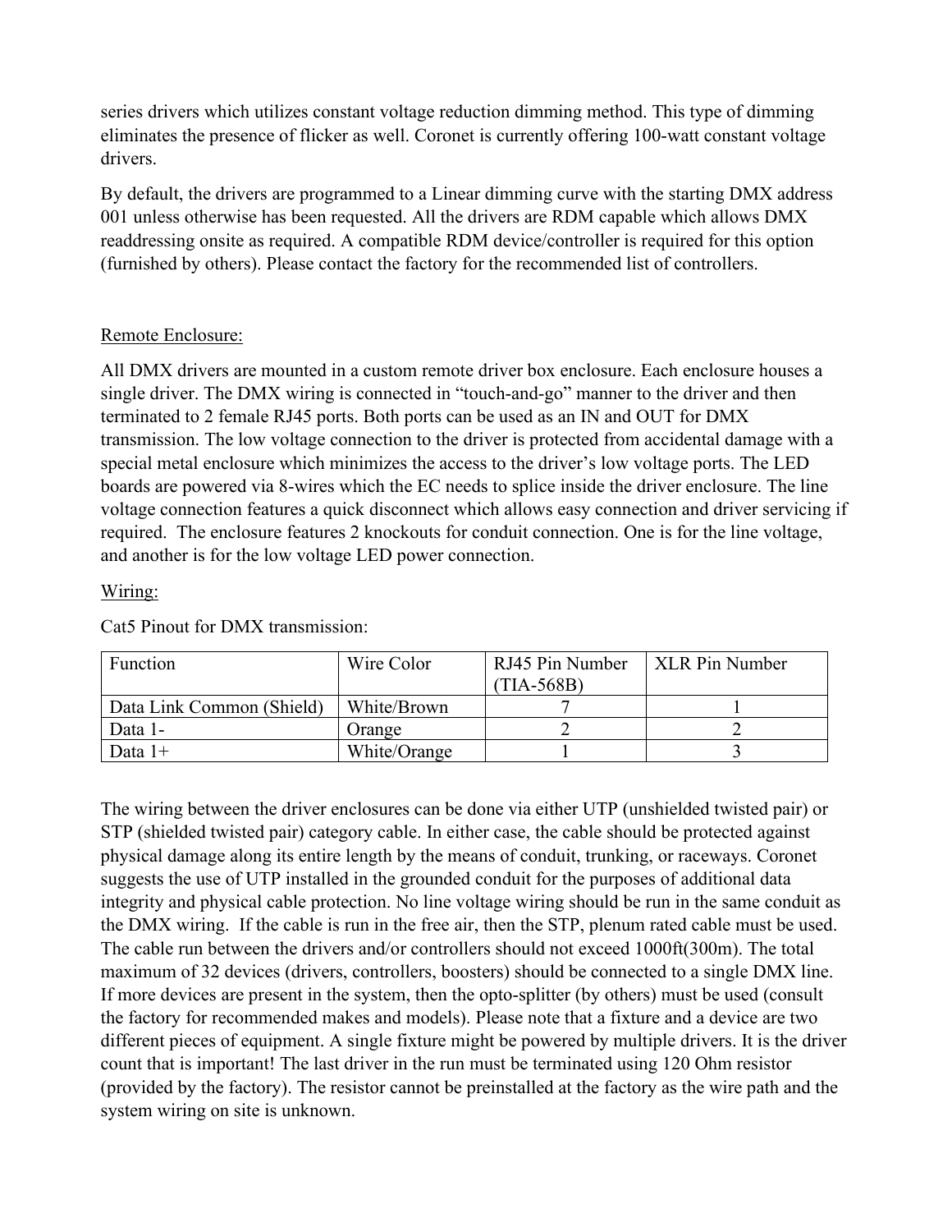series drivers which utilizes constant voltage reduction dimming method. This type of dimming eliminates the presence of flicker as well. Coronet is currently offering 100-watt constant voltage drivers.

By default, the drivers are programmed to a Linear dimming curve with the starting DMX address 001 unless otherwise has been requested. All the drivers are RDM capable which allows DMX readdressing onsite as required. A compatible RDM device/controller is required for this option (furnished by others). Please contact the factory for the recommended list of controllers.

<u>Remote Enclosure:</u>

All DMX drivers are mounted in a custom remote driver box enclosure. Each enclosure houses a single driver. The DMX wiring is connected in “touch-and-go” manner to the driver and then terminated to 2 female RJ45 ports. Both ports can be used as an IN and OUT for DMX transmission. The low voltage connection to the driver is protected from accidental damage with a special metal enclosure which minimizes the access to the driver’s low voltage ports. The LED boards are powered via 8-wires which the EC needs to splice inside the driver enclosure. The line voltage connection features a quick disconnect which allows easy connection and driver servicing if required. The enclosure features 2 knockouts for conduit connection. One is for the line voltage, and another is for the low voltage LED power connection.

<u>Wiring:</u>

Cat5 Pinout for DMX transmission:

| Function | Wire Color | RJ45 Pin Number (TIA-568B) | XLR Pin Number |
|---|---|---|---|
| Data Link Common (Shield) | White/Brown | 7 | 1 |
| Data 1- | Orange | 2 | 2 |
| Data 1+ | White/Orange | 1 | 3 |

The wiring between the driver enclosures can be done via either UTP (unshielded twisted pair) or STP (shielded twisted pair) category cable. In either case, the cable should be protected against physical damage along its entire length by the means of conduit, trunking, or raceways. Coronet suggests the use of UTP installed in the grounded conduit for the purposes of additional data integrity and physical cable protection. No line voltage wiring should be run in the same conduit as the DMX wiring. If the cable is run in the free air, then the STP, plenum rated cable must be used. The cable run between the drivers and/or controllers should not exceed 1000ft(300m). The total maximum of 32 devices (drivers, controllers, boosters) should be connected to a single DMX line. If more devices are present in the system, then the opto-splitter (by others) must be used (consult the factory for recommended makes and models). Please note that a fixture and a device are two different pieces of equipment. A single fixture might be powered by multiple drivers. It is the driver count that is important! The last driver in the run must be terminated using 120 Ohm resistor (provided by the factory). The resistor cannot be preinstalled at the factory as the wire path and the system wiring on site is unknown.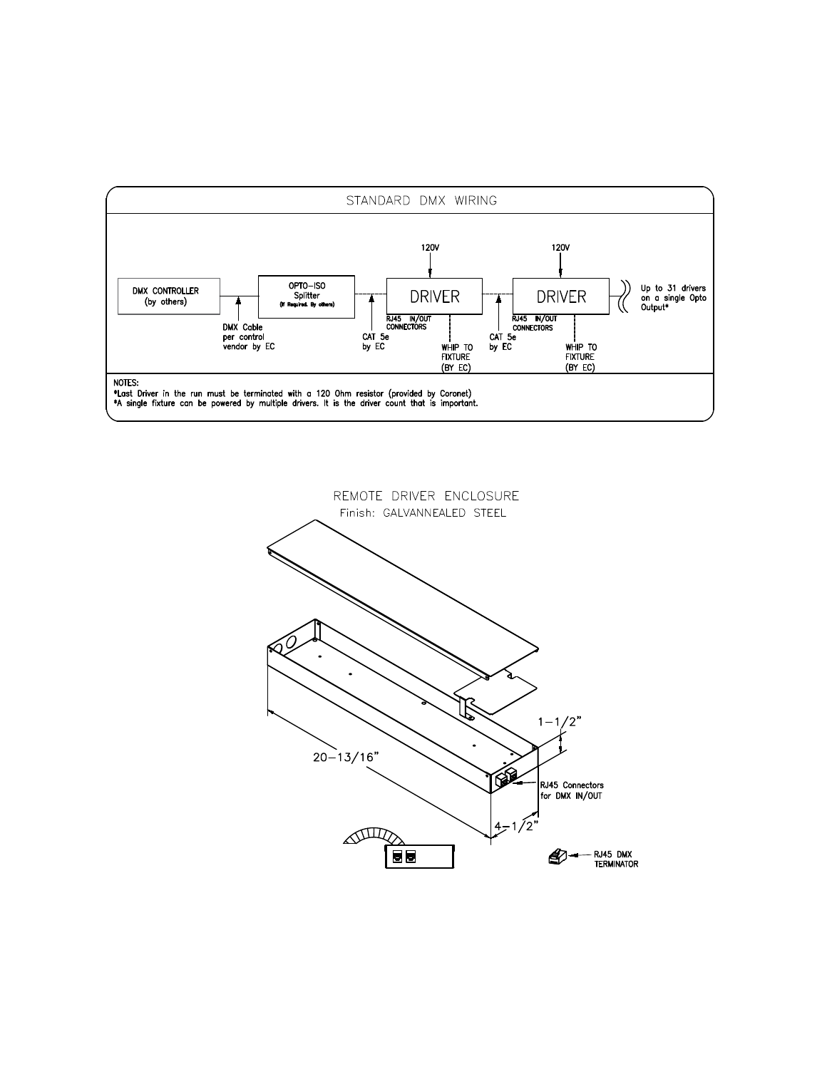## STANDARD DMX WIRING

DMX CONTROLLER (by others)

OPTO-ISO Splitter (If Required. By others)

120V

DRIVER

RJ45 IN/OUT CONNECTORS

120V

DRIVER

RJ45 IN/OUT CONNECTORS

Up to 31 drivers on a single Opto Output*

DMX Cable per control vendor by EC

CAT 5e by EC

WHIP TO FIXTURE (BY EC)

CAT 5e by EC

WHIP TO FIXTURE (BY EC)

NOTES:
*Last Driver in the run must be terminated with a 120 Ohm resistor (provided by Coronet)
*A single fixture can be powered by multiple drivers. It is the driver count that is important.

## REMOTE DRIVER ENCLOSURE

Finish: GALVANNEALED STEEL

20-13/16"

1-1/2"

4-1/2"

RJ45 Connectors for DMX IN/OUT

RJ45 DMX TERMINATOR